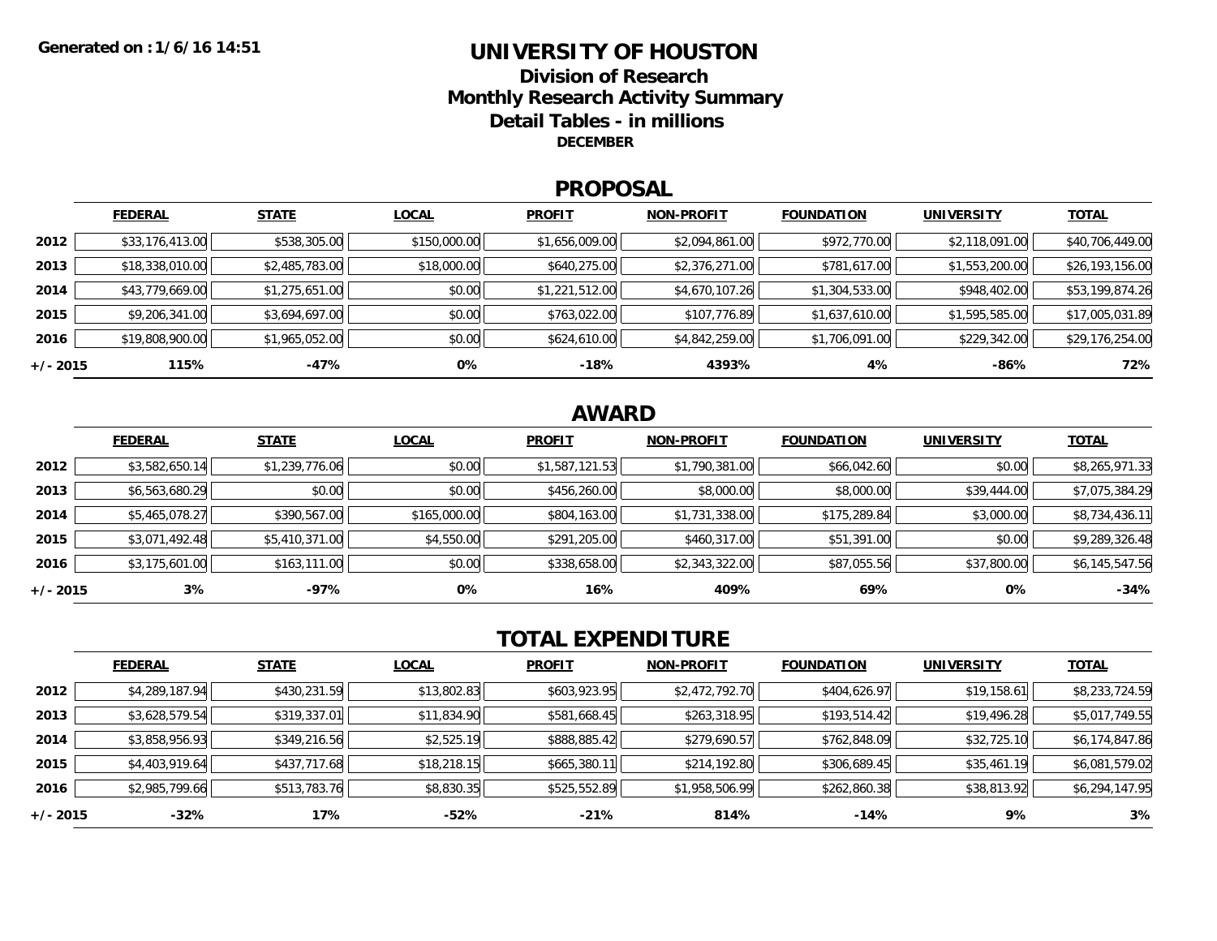**Generated on : 1/6/16 14:51**

# UNIVERSITY OF HOUSTON

## Division of Research

## Monthly Research Activity Summary

## Detail Tables - in millions

**DECEMBER**

## PROPOSAL

| | FEDERAL | STATE | LOCAL | PROFIT | NON-PROFIT | FOUNDATION | UNIVERSITY | TOTAL |
|---|---|---|---|---|---|---|---|---|
| **2012** | $33,176,413.00 | $538,305.00 | $150,000.00 | $1,656,009.00 | $2,094,861.00 | $972,770.00 | $2,118,091.00 | $40,706,449.00 |
| **2013** | $18,338,010.00 | $2,485,783.00 | $18,000.00 | $640,275.00 | $2,376,271.00 | $781,617.00 | $1,553,200.00 | $26,193,156.00 |
| **2014** | $43,779,669.00 | $1,275,651.00 | $0.00 | $1,221,512.00 | $4,670,107.26 | $1,304,533.00 | $948,402.00 | $53,199,874.26 |
| **2015** | $9,206,341.00 | $3,694,697.00 | $0.00 | $763,022.00 | $107,776.89 | $1,637,610.00 | $1,595,585.00 | $17,005,031.89 |
| **2016** | $19,808,900.00 | $1,965,052.00 | $0.00 | $624,610.00 | $4,842,259.00 | $1,706,091.00 | $229,342.00 | $29,176,254.00 |
| **+/- 2015** | **115%** | **-47%** | **0%** | **-18%** | **4393%** | **4%** | **-86%** | **72%** |

## AWARD

| | FEDERAL | STATE | LOCAL | PROFIT | NON-PROFIT | FOUNDATION | UNIVERSITY | TOTAL |
|---|---|---|---|---|---|---|---|---|
| **2012** | $3,582,650.14 | $1,239,776.06 | $0.00 | $1,587,121.53 | $1,790,381.00 | $66,042.60 | $0.00 | $8,265,971.33 |
| **2013** | $6,563,680.29 | $0.00 | $0.00 | $456,260.00 | $8,000.00 | $8,000.00 | $39,444.00 | $7,075,384.29 |
| **2014** | $5,465,078.27 | $390,567.00 | $165,000.00 | $804,163.00 | $1,731,338.00 | $175,289.84 | $3,000.00 | $8,734,436.11 |
| **2015** | $3,071,492.48 | $5,410,371.00 | $4,550.00 | $291,205.00 | $460,317.00 | $51,391.00 | $0.00 | $9,289,326.48 |
| **2016** | $3,175,601.00 | $163,111.00 | $0.00 | $338,658.00 | $2,343,322.00 | $87,055.56 | $37,800.00 | $6,145,547.56 |
| **+/- 2015** | **3%** | **-97%** | **0%** | **16%** | **409%** | **69%** | **0%** | **-34%** |

## TOTAL EXPENDITURE

| | FEDERAL | STATE | LOCAL | PROFIT | NON-PROFIT | FOUNDATION | UNIVERSITY | TOTAL |
|---|---|---|---|---|---|---|---|---|
| **2012** | $4,289,187.94 | $430,231.59 | $13,802.83 | $603,923.95 | $2,472,792.70 | $404,626.97 | $19,158.61 | $8,233,724.59 |
| **2013** | $3,628,579.54 | $319,337.01 | $11,834.90 | $581,668.45 | $263,318.95 | $193,514.42 | $19,496.28 | $5,017,749.55 |
| **2014** | $3,858,956.93 | $349,216.56 | $2,525.19 | $888,885.42 | $279,690.57 | $762,848.09 | $32,725.10 | $6,174,847.86 |
| **2015** | $4,403,919.64 | $437,717.68 | $18,218.15 | $665,380.11 | $214,192.80 | $306,689.45 | $35,461.19 | $6,081,579.02 |
| **2016** | $2,985,799.66 | $513,783.76 | $8,830.35 | $525,552.89 | $1,958,506.99 | $262,860.38 | $38,813.92 | $6,294,147.95 |
| **+/- 2015** | **-32%** | **17%** | **-52%** | **-21%** | **814%** | **-14%** | **9%** | **3%** |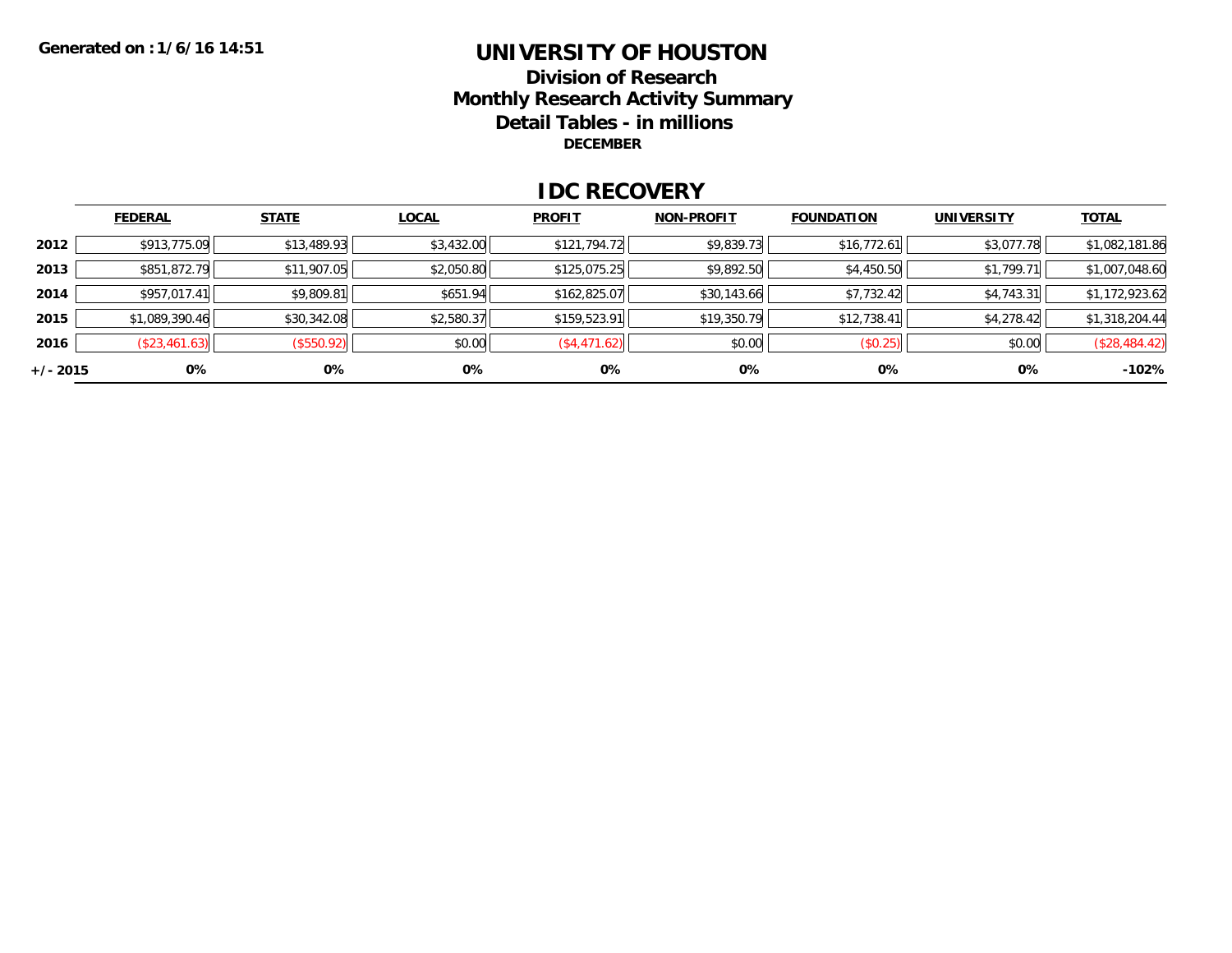Generated on :1/6/16 14:51

# UNIVERSITY OF HOUSTON

## Division of Research
## Monthly Research Activity Summary
## Detail Tables - in millions
### DECEMBER

## IDC RECOVERY

| | FEDERAL | STATE | LOCAL | PROFIT | NON-PROFIT | FOUNDATION | UNIVERSITY | TOTAL |
|---|---|---|---|---|---|---|---|---|
| 2012 | $913,775.09 | $13,489.93 | $3,432.00 | $121,794.72 | $9,839.73 | $16,772.61 | $3,077.78 | $1,082,181.86 |
| 2013 | $851,872.79 | $11,907.05 | $2,050.80 | $125,075.25 | $9,892.50 | $4,450.50 | $1,799.71 | $1,007,048.60 |
| 2014 | $957,017.41 | $9,809.81 | $651.94 | $162,825.07 | $30,143.66 | $7,732.42 | $4,743.31 | $1,172,923.62 |
| 2015 | $1,089,390.46 | $30,342.08 | $2,580.37 | $159,523.91 | $19,350.79 | $12,738.41 | $4,278.42 | $1,318,204.44 |
| 2016 | ($23,461.63) | ($550.92) | $0.00 | ($4,471.62) | $0.00 | ($0.25) | $0.00 | ($28,484.42) |
| +/- 2015 | 0% | 0% | 0% | 0% | 0% | 0% | 0% | -102% |